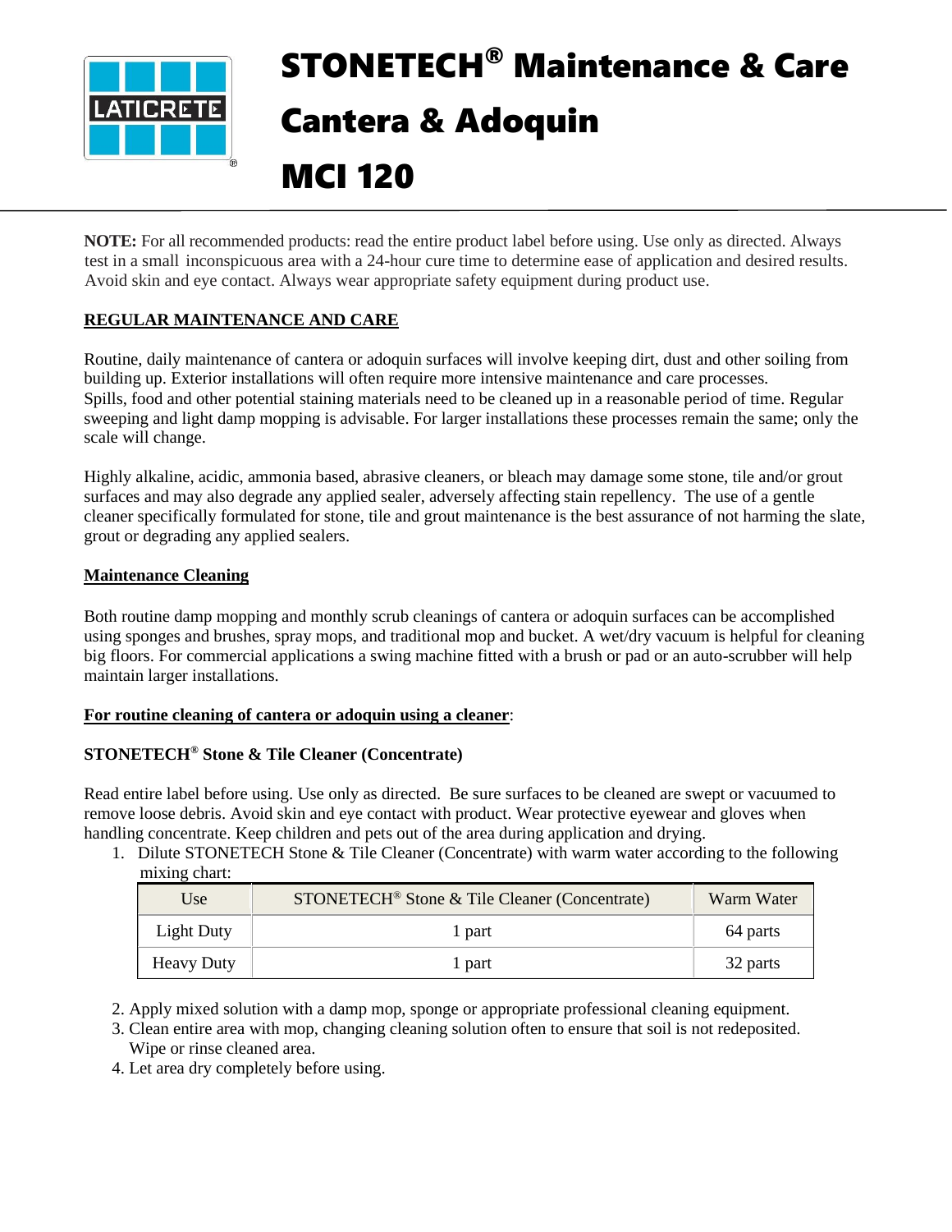# STONETECH® Maintenance & Care Cantera & Adoquin MCI 120

**NOTE:** For all recommended products: read the entire product label before using. Use only as directed. Always test in a small inconspicuous area with a 24-hour cure time to determine ease of application and desired results. Avoid skin and eye contact. Always wear appropriate safety equipment during product use.

## REGULAR MAINTENANCE AND CARE

Routine, daily maintenance of cantera or adoquin surfaces will involve keeping dirt, dust and other soiling from building up. Exterior installations will often require more intensive maintenance and care processes. Spills, food and other potential staining materials need to be cleaned up in a reasonable period of time. Regular sweeping and light damp mopping is advisable. For larger installations these processes remain the same; only the scale will change.

Highly alkaline, acidic, ammonia based, abrasive cleaners, or bleach may damage some stone, tile and/or grout surfaces and may also degrade any applied sealer, adversely affecting stain repellency. The use of a gentle cleaner specifically formulated for stone, tile and grout maintenance is the best assurance of not harming the slate, grout or degrading any applied sealers.

### Maintenance Cleaning

Both routine damp mopping and monthly scrub cleanings of cantera or adoquin surfaces can be accomplished using sponges and brushes, spray mops, and traditional mop and bucket. A wet/dry vacuum is helpful for cleaning big floors. For commercial applications a swing machine fitted with a brush or pad or an auto-scrubber will help maintain larger installations.

**For routine cleaning of cantera or adoquin using a cleaner**:

**STONETECH® Stone & Tile Cleaner (Concentrate)**

Read entire label before using. Use only as directed. Be sure surfaces to be cleaned are swept or vacuumed to remove loose debris. Avoid skin and eye contact with product. Wear protective eyewear and gloves when handling concentrate. Keep children and pets out of the area during application and drying.

1. Dilute STONETECH Stone & Tile Cleaner (Concentrate) with warm water according to the following mixing chart:

| Use | STONETECH® Stone & Tile Cleaner (Concentrate) | Warm Water |
| --- | --- | --- |
| Light Duty | 1 part | 64 parts |
| Heavy Duty | 1 part | 32 parts |

2. Apply mixed solution with a damp mop, sponge or appropriate professional cleaning equipment.
3. Clean entire area with mop, changing cleaning solution often to ensure that soil is not redeposited. Wipe or rinse cleaned area.
4. Let area dry completely before using.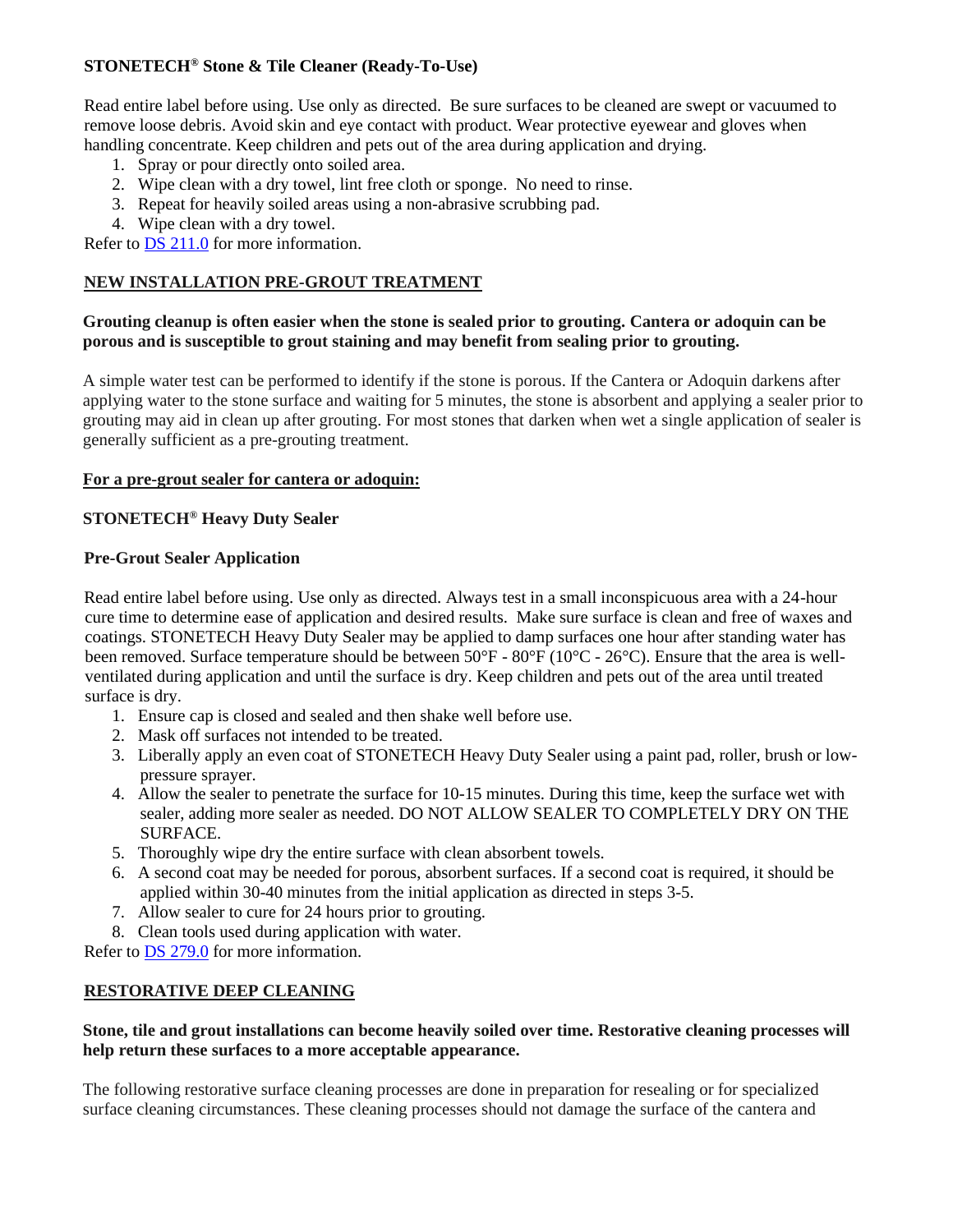**STONETECH® Stone & Tile Cleaner (Ready-To-Use)**

Read entire label before using. Use only as directed. Be sure surfaces to be cleaned are swept or vacuumed to remove loose debris. Avoid skin and eye contact with product. Wear protective eyewear and gloves when handling concentrate. Keep children and pets out of the area during application and drying.

1. Spray or pour directly onto soiled area.
2. Wipe clean with a dry towel, lint free cloth or sponge. No need to rinse.
3. Repeat for heavily soiled areas using a non-abrasive scrubbing pad.
4. Wipe clean with a dry towel.

Refer to [DS 211.0](DS 211.0) for more information.

## NEW INSTALLATION PRE-GROUT TREATMENT

**Grouting cleanup is often easier when the stone is sealed prior to grouting. Cantera or adoquin can be porous and is susceptible to grout staining and may benefit from sealing prior to grouting.**

A simple water test can be performed to identify if the stone is porous. If the Cantera or Adoquin darkens after applying water to the stone surface and waiting for 5 minutes, the stone is absorbent and applying a sealer prior to grouting may aid in clean up after grouting. For most stones that darken when wet a single application of sealer is generally sufficient as a pre-grouting treatment.

### For a pre-grout sealer for cantera or adoquin:

**STONETECH® Heavy Duty Sealer**

**Pre-Grout Sealer Application**

Read entire label before using. Use only as directed. Always test in a small inconspicuous area with a 24-hour cure time to determine ease of application and desired results. Make sure surface is clean and free of waxes and coatings. STONETECH Heavy Duty Sealer may be applied to damp surfaces one hour after standing water has been removed. Surface temperature should be between 50°F - 80°F (10°C - 26°C). Ensure that the area is well-ventilated during application and until the surface is dry. Keep children and pets out of the area until treated surface is dry.

1. Ensure cap is closed and sealed and then shake well before use.
2. Mask off surfaces not intended to be treated.
3. Liberally apply an even coat of STONETECH Heavy Duty Sealer using a paint pad, roller, brush or low-pressure sprayer.
4. Allow the sealer to penetrate the surface for 10-15 minutes. During this time, keep the surface wet with sealer, adding more sealer as needed. DO NOT ALLOW SEALER TO COMPLETELY DRY ON THE SURFACE.
5. Thoroughly wipe dry the entire surface with clean absorbent towels.
6. A second coat may be needed for porous, absorbent surfaces. If a second coat is required, it should be applied within 30-40 minutes from the initial application as directed in steps 3-5.
7. Allow sealer to cure for 24 hours prior to grouting.
8. Clean tools used during application with water.

Refer to [DS 279.0](DS 279.0) for more information.

## RESTORATIVE DEEP CLEANING

**Stone, tile and grout installations can become heavily soiled over time. Restorative cleaning processes will help return these surfaces to a more acceptable appearance.**

The following restorative surface cleaning processes are done in preparation for resealing or for specialized surface cleaning circumstances. These cleaning processes should not damage the surface of the cantera and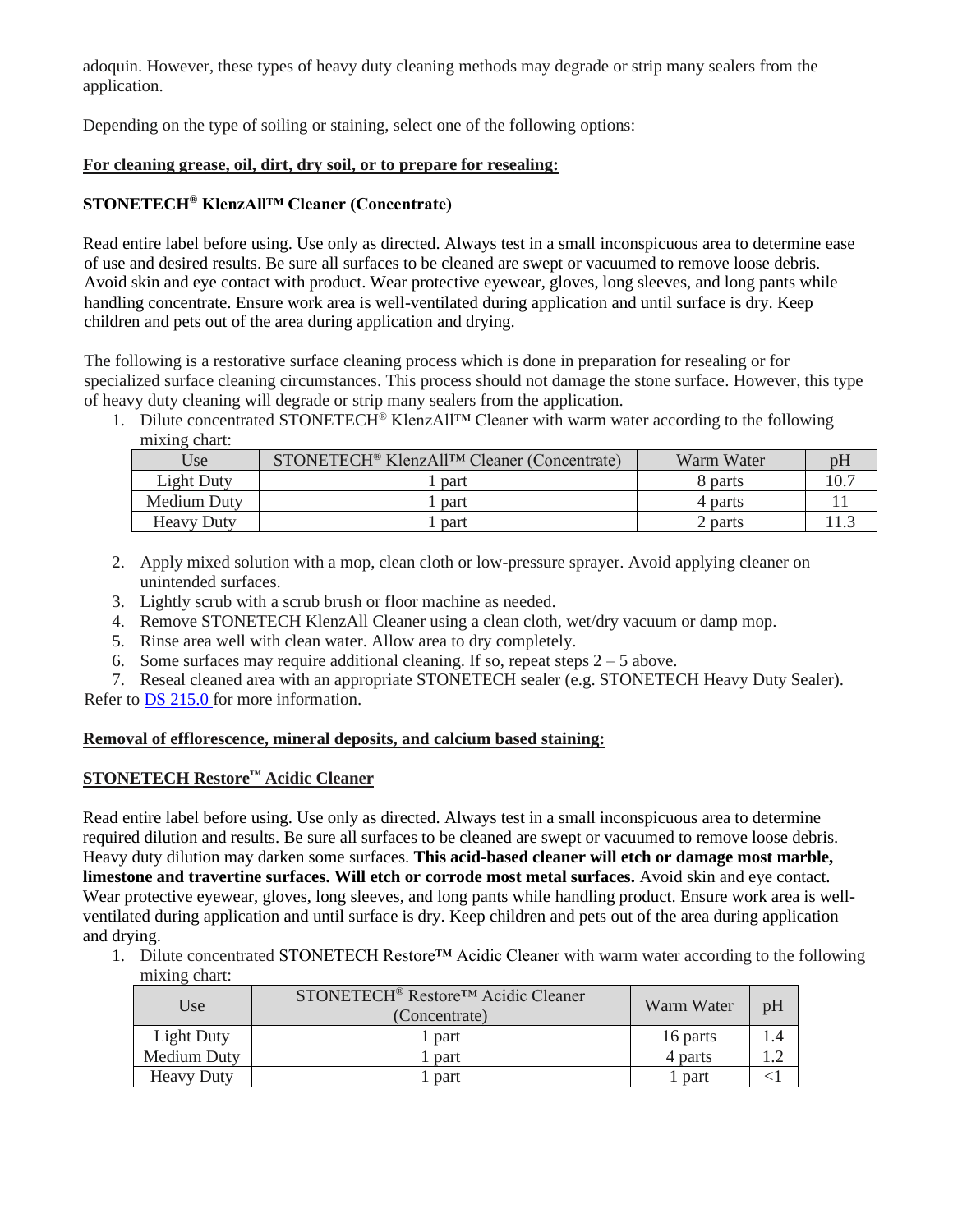adoquin. However, these types of heavy duty cleaning methods may degrade or strip many sealers from the application.

Depending on the type of soiling or staining, select one of the following options:

**For cleaning grease, oil, dirt, dry soil, or to prepare for resealing:**

**STONETECH® KlenzAll™ Cleaner (Concentrate)**

Read entire label before using. Use only as directed. Always test in a small inconspicuous area to determine ease of use and desired results. Be sure all surfaces to be cleaned are swept or vacuumed to remove loose debris. Avoid skin and eye contact with product. Wear protective eyewear, gloves, long sleeves, and long pants while handling concentrate. Ensure work area is well-ventilated during application and until surface is dry. Keep children and pets out of the area during application and drying.

The following is a restorative surface cleaning process which is done in preparation for resealing or for specialized surface cleaning circumstances. This process should not damage the stone surface. However, this type of heavy duty cleaning will degrade or strip many sealers from the application.

1. Dilute concentrated STONETECH® KlenzAll™ Cleaner with warm water according to the following mixing chart:

| Use | STONETECH® KlenzAll™ Cleaner (Concentrate) | Warm Water | pH |
|---|---|---|---|
| Light Duty | 1 part | 8 parts | 10.7 |
| Medium Duty | 1 part | 4 parts | 11 |
| Heavy Duty | 1 part | 2 parts | 11.3 |

2. Apply mixed solution with a mop, clean cloth or low-pressure sprayer. Avoid applying cleaner on unintended surfaces.
3. Lightly scrub with a scrub brush or floor machine as needed.
4. Remove STONETECH KlenzAll Cleaner using a clean cloth, wet/dry vacuum or damp mop.
5. Rinse area well with clean water. Allow area to dry completely.
6. Some surfaces may require additional cleaning. If so, repeat steps 2 – 5 above.
7. Reseal cleaned area with an appropriate STONETECH sealer (e.g. STONETECH Heavy Duty Sealer).

Refer to DS 215.0 for more information.

**Removal of efflorescence, mineral deposits, and calcium based staining:**

**STONETECH Restore™ Acidic Cleaner**

Read entire label before using. Use only as directed. Always test in a small inconspicuous area to determine required dilution and results. Be sure all surfaces to be cleaned are swept or vacuumed to remove loose debris. Heavy duty dilution may darken some surfaces. **This acid-based cleaner will etch or damage most marble, limestone and travertine surfaces. Will etch or corrode most metal surfaces.** Avoid skin and eye contact. Wear protective eyewear, gloves, long sleeves, and long pants while handling product. Ensure work area is well-ventilated during application and until surface is dry. Keep children and pets out of the area during application and drying.

1. Dilute concentrated STONETECH Restore™ Acidic Cleaner with warm water according to the following mixing chart:

| Use | STONETECH® Restore™ Acidic Cleaner (Concentrate) | Warm Water | pH |
|---|---|---|---|
| Light Duty | 1 part | 16 parts | 1.4 |
| Medium Duty | 1 part | 4 parts | 1.2 |
| Heavy Duty | 1 part | 1 part | <1 |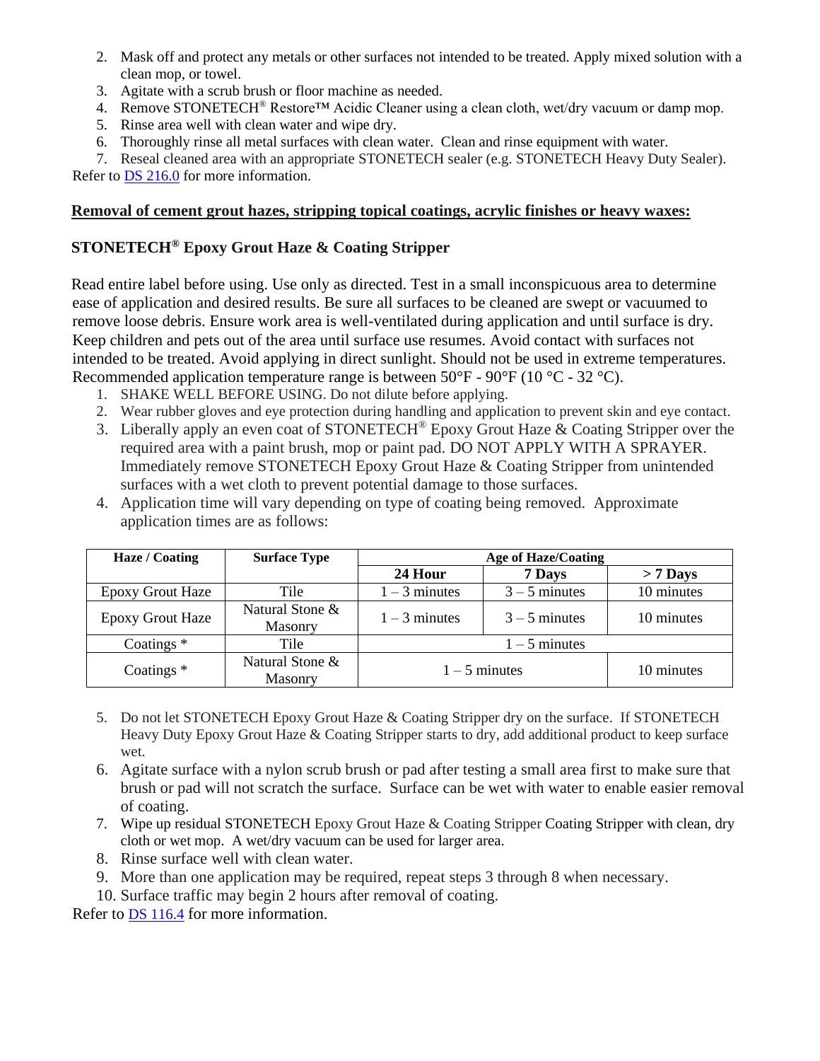2. Mask off and protect any metals or other surfaces not intended to be treated. Apply mixed solution with a clean mop, or towel.
3. Agitate with a scrub brush or floor machine as needed.
4. Remove STONETECH® Restore™ Acidic Cleaner using a clean cloth, wet/dry vacuum or damp mop.
5. Rinse area well with clean water and wipe dry.
6. Thoroughly rinse all metal surfaces with clean water. Clean and rinse equipment with water.
7. Reseal cleaned area with an appropriate STONETECH sealer (e.g. STONETECH Heavy Duty Sealer).

Refer to DS 216.0 for more information.

**Removal of cement grout hazes, stripping topical coatings, acrylic finishes or heavy waxes:**

### STONETECH® Epoxy Grout Haze & Coating Stripper

Read entire label before using. Use only as directed. Test in a small inconspicuous area to determine ease of application and desired results. Be sure all surfaces to be cleaned are swept or vacuumed to remove loose debris. Ensure work area is well-ventilated during application and until surface is dry. Keep children and pets out of the area until surface use resumes. Avoid contact with surfaces not intended to be treated. Avoid applying in direct sunlight. Should not be used in extreme temperatures. Recommended application temperature range is between 50°F - 90°F (10 °C - 32 °C).

1. SHAKE WELL BEFORE USING. Do not dilute before applying.
2. Wear rubber gloves and eye protection during handling and application to prevent skin and eye contact.
3. Liberally apply an even coat of STONETECH® Epoxy Grout Haze & Coating Stripper over the required area with a paint brush, mop or paint pad. DO NOT APPLY WITH A SPRAYER. Immediately remove STONETECH Epoxy Grout Haze & Coating Stripper from unintended surfaces with a wet cloth to prevent potential damage to those surfaces.
4. Application time will vary depending on type of coating being removed. Approximate application times are as follows:

| Haze / Coating | Surface Type | Age of Haze/Coating | | |
|---|---|---|---|---|
| | | 24 Hour | 7 Days | > 7 Days |
| Epoxy Grout Haze | Tile | 1 – 3 minutes | 3 – 5 minutes | 10 minutes |
| Epoxy Grout Haze | Natural Stone & Masonry | 1 – 3 minutes | 3 – 5 minutes | 10 minutes |
| Coatings * | Tile | 1 – 5 minutes | | |
| Coatings * | Natural Stone & Masonry | 1 – 5 minutes | | 10 minutes |

5. Do not let STONETECH Epoxy Grout Haze & Coating Stripper dry on the surface. If STONETECH Heavy Duty Epoxy Grout Haze & Coating Stripper starts to dry, add additional product to keep surface wet.
6. Agitate surface with a nylon scrub brush or pad after testing a small area first to make sure that brush or pad will not scratch the surface. Surface can be wet with water to enable easier removal of coating.
7. Wipe up residual STONETECH Epoxy Grout Haze & Coating Stripper Coating Stripper with clean, dry cloth or wet mop. A wet/dry vacuum can be used for larger area.
8. Rinse surface well with clean water.
9. More than one application may be required, repeat steps 3 through 8 when necessary.
10. Surface traffic may begin 2 hours after removal of coating.

Refer to DS 116.4 for more information.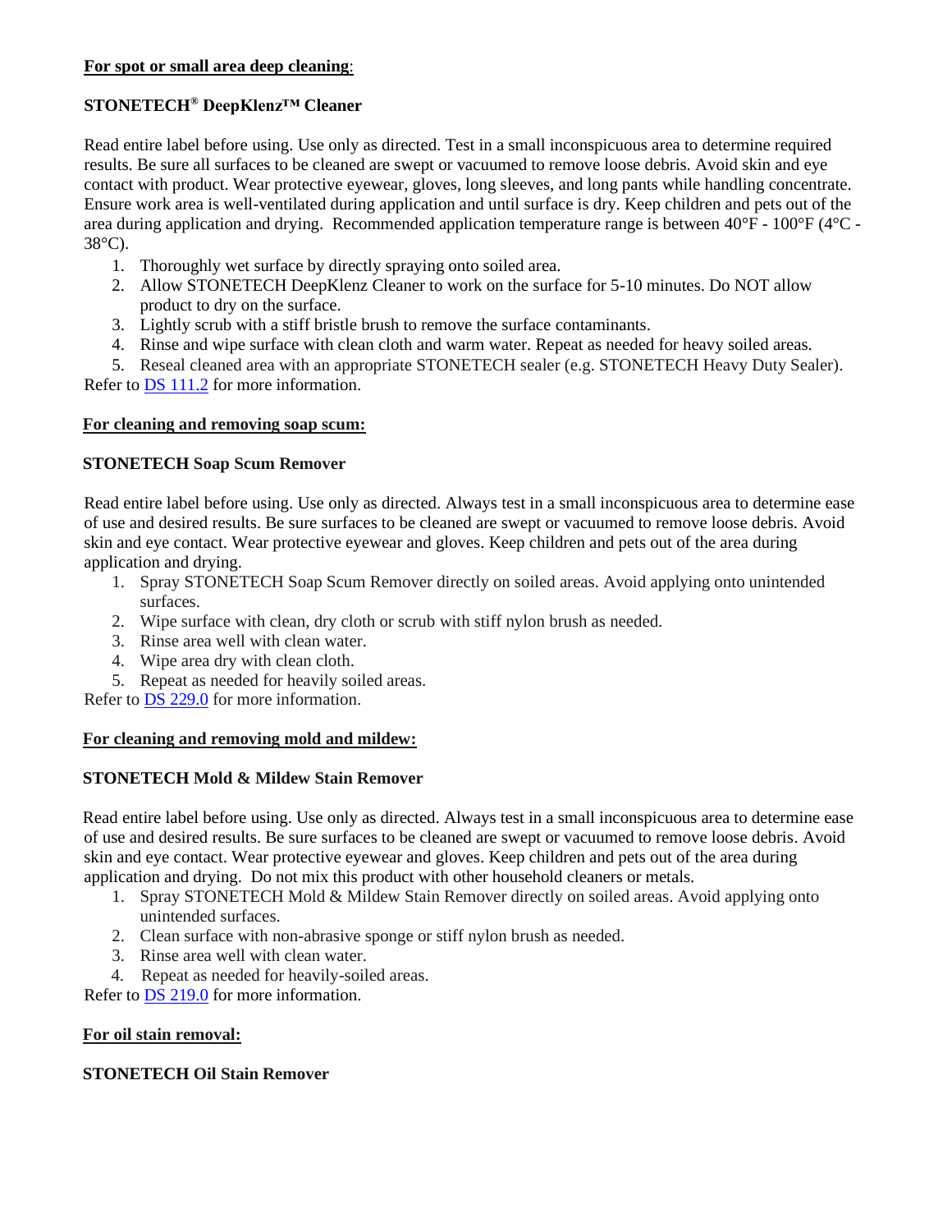**For spot or small area deep cleaning**:

**STONETECH® DeepKlenz™ Cleaner**

Read entire label before using. Use only as directed. Test in a small inconspicuous area to determine required results. Be sure all surfaces to be cleaned are swept or vacuumed to remove loose debris. Avoid skin and eye contact with product. Wear protective eyewear, gloves, long sleeves, and long pants while handling concentrate. Ensure work area is well-ventilated during application and until surface is dry. Keep children and pets out of the area during application and drying. Recommended application temperature range is between 40°F - 100°F (4°C - 38°C).

1. Thoroughly wet surface by directly spraying onto soiled area.
2. Allow STONETECH DeepKlenz Cleaner to work on the surface for 5-10 minutes. Do NOT allow product to dry on the surface.
3. Lightly scrub with a stiff bristle brush to remove the surface contaminants.
4. Rinse and wipe surface with clean cloth and warm water. Repeat as needed for heavy soiled areas.
5. Reseal cleaned area with an appropriate STONETECH sealer (e.g. STONETECH Heavy Duty Sealer).

Refer to DS 111.2 for more information.

**For cleaning and removing soap scum:**

**STONETECH Soap Scum Remover**

Read entire label before using. Use only as directed. Always test in a small inconspicuous area to determine ease of use and desired results. Be sure surfaces to be cleaned are swept or vacuumed to remove loose debris. Avoid skin and eye contact. Wear protective eyewear and gloves. Keep children and pets out of the area during application and drying.

1. Spray STONETECH Soap Scum Remover directly on soiled areas. Avoid applying onto unintended surfaces.
2. Wipe surface with clean, dry cloth or scrub with stiff nylon brush as needed.
3. Rinse area well with clean water.
4. Wipe area dry with clean cloth.
5. Repeat as needed for heavily soiled areas.

Refer to DS 229.0 for more information.

**For cleaning and removing mold and mildew:**

**STONETECH Mold & Mildew Stain Remover**

Read entire label before using. Use only as directed. Always test in a small inconspicuous area to determine ease of use and desired results. Be sure surfaces to be cleaned are swept or vacuumed to remove loose debris. Avoid skin and eye contact. Wear protective eyewear and gloves. Keep children and pets out of the area during application and drying. Do not mix this product with other household cleaners or metals.

1. Spray STONETECH Mold & Mildew Stain Remover directly on soiled areas. Avoid applying onto unintended surfaces.
2. Clean surface with non-abrasive sponge or stiff nylon brush as needed.
3. Rinse area well with clean water.
4. Repeat as needed for heavily-soiled areas.

Refer to DS 219.0 for more information.

**For oil stain removal:**

**STONETECH Oil Stain Remover**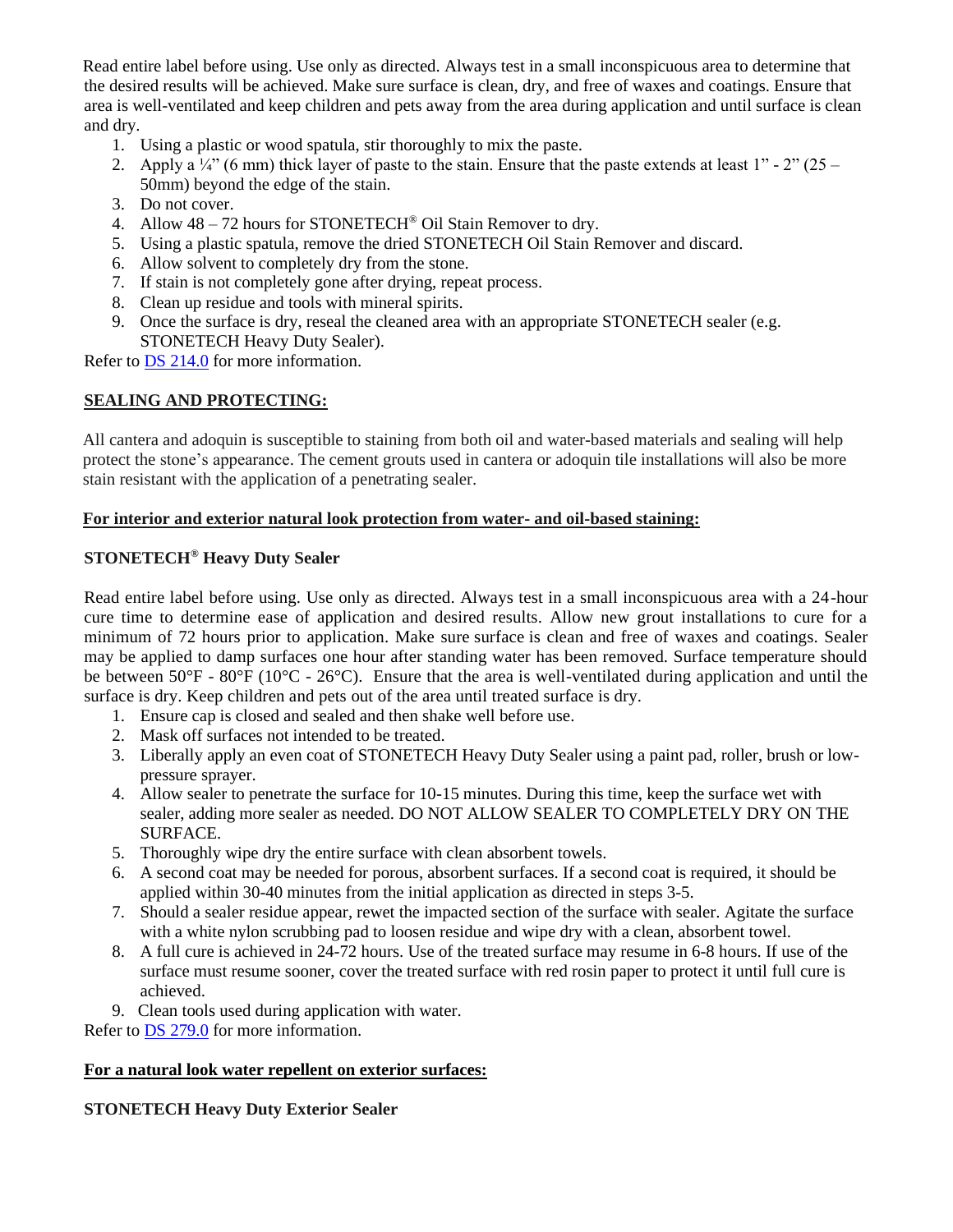Read entire label before using. Use only as directed. Always test in a small inconspicuous area to determine that the desired results will be achieved. Make sure surface is clean, dry, and free of waxes and coatings. Ensure that area is well-ventilated and keep children and pets away from the area during application and until surface is clean and dry.

1. Using a plastic or wood spatula, stir thoroughly to mix the paste.
2. Apply a ¼" (6 mm) thick layer of paste to the stain. Ensure that the paste extends at least 1" - 2" (25 – 50mm) beyond the edge of the stain.
3. Do not cover.
4. Allow 48 – 72 hours for STONETECH® Oil Stain Remover to dry.
5. Using a plastic spatula, remove the dried STONETECH Oil Stain Remover and discard.
6. Allow solvent to completely dry from the stone.
7. If stain is not completely gone after drying, repeat process.
8. Clean up residue and tools with mineral spirits.
9. Once the surface is dry, reseal the cleaned area with an appropriate STONETECH sealer (e.g. STONETECH Heavy Duty Sealer).

Refer to DS 214.0 for more information.

## SEALING AND PROTECTING:

All cantera and adoquin is susceptible to staining from both oil and water-based materials and sealing will help protect the stone's appearance. The cement grouts used in cantera or adoquin tile installations will also be more stain resistant with the application of a penetrating sealer.

### For interior and exterior natural look protection from water- and oil-based staining:

**STONETECH® Heavy Duty Sealer**

Read entire label before using. Use only as directed. Always test in a small inconspicuous area with a 24-hour cure time to determine ease of application and desired results. Allow new grout installations to cure for a minimum of 72 hours prior to application. Make sure surface is clean and free of waxes and coatings. Sealer may be applied to damp surfaces one hour after standing water has been removed. Surface temperature should be between 50°F - 80°F (10°C - 26°C). Ensure that the area is well-ventilated during application and until the surface is dry. Keep children and pets out of the area until treated surface is dry.

1. Ensure cap is closed and sealed and then shake well before use.
2. Mask off surfaces not intended to be treated.
3. Liberally apply an even coat of STONETECH Heavy Duty Sealer using a paint pad, roller, brush or low-pressure sprayer.
4. Allow sealer to penetrate the surface for 10-15 minutes. During this time, keep the surface wet with sealer, adding more sealer as needed. DO NOT ALLOW SEALER TO COMPLETELY DRY ON THE SURFACE.
5. Thoroughly wipe dry the entire surface with clean absorbent towels.
6. A second coat may be needed for porous, absorbent surfaces. If a second coat is required, it should be applied within 30-40 minutes from the initial application as directed in steps 3-5.
7. Should a sealer residue appear, rewet the impacted section of the surface with sealer. Agitate the surface with a white nylon scrubbing pad to loosen residue and wipe dry with a clean, absorbent towel.
8. A full cure is achieved in 24-72 hours. Use of the treated surface may resume in 6-8 hours. If use of the surface must resume sooner, cover the treated surface with red rosin paper to protect it until full cure is achieved.
9. Clean tools used during application with water.

Refer to DS 279.0 for more information.

### For a natural look water repellent on exterior surfaces:

**STONETECH Heavy Duty Exterior Sealer**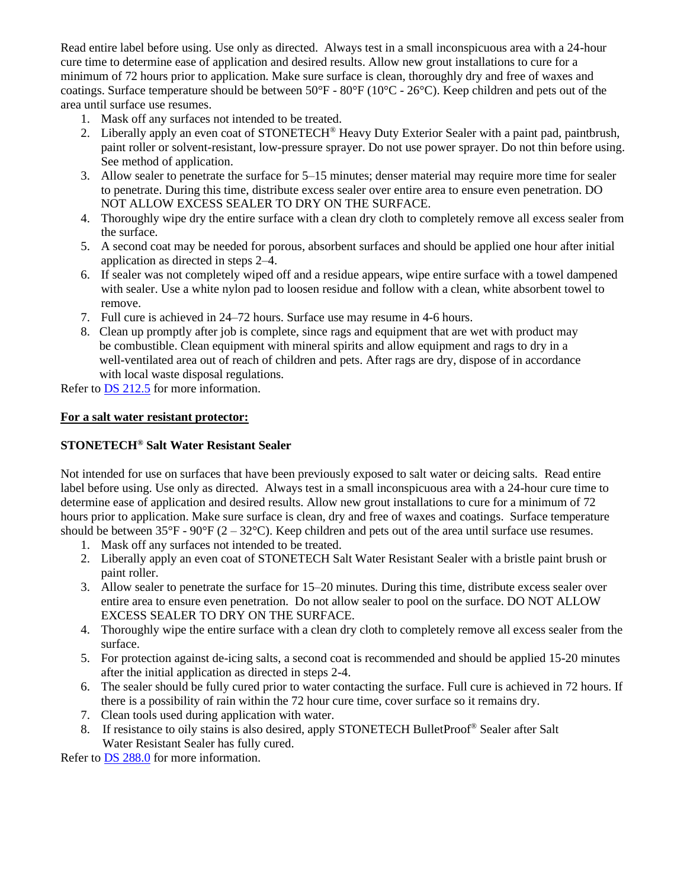Read entire label before using. Use only as directed. Always test in a small inconspicuous area with a 24-hour cure time to determine ease of application and desired results. Allow new grout installations to cure for a minimum of 72 hours prior to application. Make sure surface is clean, thoroughly dry and free of waxes and coatings. Surface temperature should be between 50°F - 80°F (10°C - 26°C). Keep children and pets out of the area until surface use resumes.

1. Mask off any surfaces not intended to be treated.
2. Liberally apply an even coat of STONETECH® Heavy Duty Exterior Sealer with a paint pad, paintbrush, paint roller or solvent-resistant, low-pressure sprayer. Do not use power sprayer. Do not thin before using. See method of application.
3. Allow sealer to penetrate the surface for 5–15 minutes; denser material may require more time for sealer to penetrate. During this time, distribute excess sealer over entire area to ensure even penetration. DO NOT ALLOW EXCESS SEALER TO DRY ON THE SURFACE.
4. Thoroughly wipe dry the entire surface with a clean dry cloth to completely remove all excess sealer from the surface.
5. A second coat may be needed for porous, absorbent surfaces and should be applied one hour after initial application as directed in steps 2–4.
6. If sealer was not completely wiped off and a residue appears, wipe entire surface with a towel dampened with sealer. Use a white nylon pad to loosen residue and follow with a clean, white absorbent towel to remove.
7. Full cure is achieved in 24–72 hours. Surface use may resume in 4-6 hours.
8. Clean up promptly after job is complete, since rags and equipment that are wet with product may be combustible. Clean equipment with mineral spirits and allow equipment and rags to dry in a well-ventilated area out of reach of children and pets. After rags are dry, dispose of in accordance with local waste disposal regulations.

Refer to DS 212.5 for more information.

**For a salt water resistant protector:**

**STONETECH® Salt Water Resistant Sealer**

Not intended for use on surfaces that have been previously exposed to salt water or deicing salts. Read entire label before using. Use only as directed. Always test in a small inconspicuous area with a 24-hour cure time to determine ease of application and desired results. Allow new grout installations to cure for a minimum of 72 hours prior to application. Make sure surface is clean, dry and free of waxes and coatings. Surface temperature should be between 35°F - 90°F (2 – 32°C). Keep children and pets out of the area until surface use resumes.

1. Mask off any surfaces not intended to be treated.
2. Liberally apply an even coat of STONETECH Salt Water Resistant Sealer with a bristle paint brush or paint roller.
3. Allow sealer to penetrate the surface for 15–20 minutes. During this time, distribute excess sealer over entire area to ensure even penetration. Do not allow sealer to pool on the surface. DO NOT ALLOW EXCESS SEALER TO DRY ON THE SURFACE.
4. Thoroughly wipe the entire surface with a clean dry cloth to completely remove all excess sealer from the surface.
5. For protection against de-icing salts, a second coat is recommended and should be applied 15-20 minutes after the initial application as directed in steps 2-4.
6. The sealer should be fully cured prior to water contacting the surface. Full cure is achieved in 72 hours. If there is a possibility of rain within the 72 hour cure time, cover surface so it remains dry.
7. Clean tools used during application with water.
8. If resistance to oily stains is also desired, apply STONETECH BulletProof® Sealer after Salt Water Resistant Sealer has fully cured.

Refer to DS 288.0 for more information.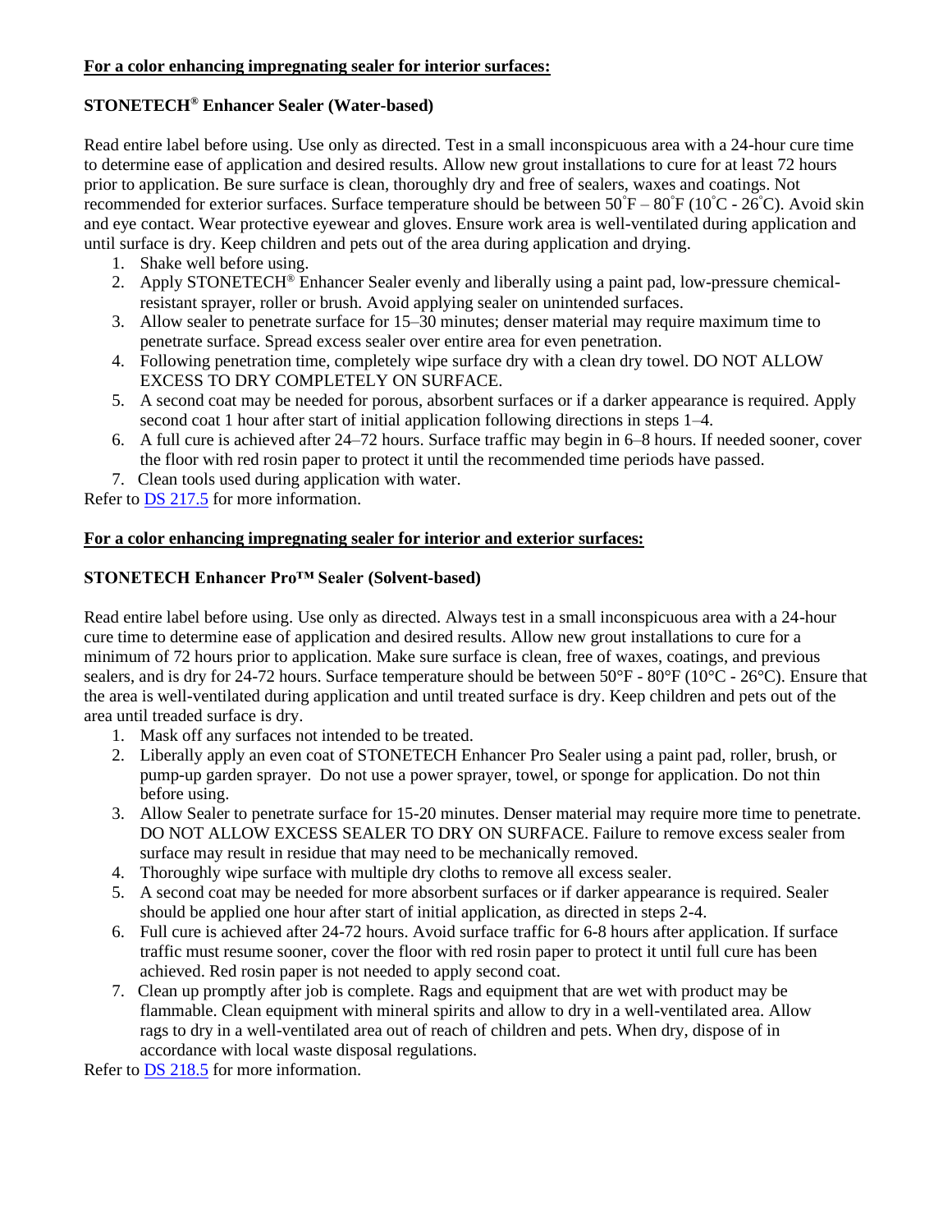**For a color enhancing impregnating sealer for interior surfaces:**

**STONETECH® Enhancer Sealer (Water-based)**

Read entire label before using. Use only as directed. Test in a small inconspicuous area with a 24-hour cure time to determine ease of application and desired results. Allow new grout installations to cure for at least 72 hours prior to application. Be sure surface is clean, thoroughly dry and free of sealers, waxes and coatings. Not recommended for exterior surfaces. Surface temperature should be between 50˚F – 80˚F (10˚C - 26˚C). Avoid skin and eye contact. Wear protective eyewear and gloves. Ensure work area is well-ventilated during application and until surface is dry. Keep children and pets out of the area during application and drying.

1. Shake well before using.
2. Apply STONETECH® Enhancer Sealer evenly and liberally using a paint pad, low-pressure chemical-resistant sprayer, roller or brush. Avoid applying sealer on unintended surfaces.
3. Allow sealer to penetrate surface for 15–30 minutes; denser material may require maximum time to penetrate surface. Spread excess sealer over entire area for even penetration.
4. Following penetration time, completely wipe surface dry with a clean dry towel. DO NOT ALLOW EXCESS TO DRY COMPLETELY ON SURFACE.
5. A second coat may be needed for porous, absorbent surfaces or if a darker appearance is required. Apply second coat 1 hour after start of initial application following directions in steps 1–4.
6. A full cure is achieved after 24–72 hours. Surface traffic may begin in 6–8 hours. If needed sooner, cover the floor with red rosin paper to protect it until the recommended time periods have passed.
7. Clean tools used during application with water.

Refer to DS 217.5 for more information.

**For a color enhancing impregnating sealer for interior and exterior surfaces:**

**STONETECH Enhancer Pro™ Sealer (Solvent-based)**

Read entire label before using. Use only as directed. Always test in a small inconspicuous area with a 24-hour cure time to determine ease of application and desired results. Allow new grout installations to cure for a minimum of 72 hours prior to application. Make sure surface is clean, free of waxes, coatings, and previous sealers, and is dry for 24-72 hours. Surface temperature should be between 50°F - 80°F (10°C - 26°C). Ensure that the area is well-ventilated during application and until treated surface is dry. Keep children and pets out of the area until treaded surface is dry.

1. Mask off any surfaces not intended to be treated.
2. Liberally apply an even coat of STONETECH Enhancer Pro Sealer using a paint pad, roller, brush, or pump-up garden sprayer. Do not use a power sprayer, towel, or sponge for application. Do not thin before using.
3. Allow Sealer to penetrate surface for 15-20 minutes. Denser material may require more time to penetrate. DO NOT ALLOW EXCESS SEALER TO DRY ON SURFACE. Failure to remove excess sealer from surface may result in residue that may need to be mechanically removed.
4. Thoroughly wipe surface with multiple dry cloths to remove all excess sealer.
5. A second coat may be needed for more absorbent surfaces or if darker appearance is required. Sealer should be applied one hour after start of initial application, as directed in steps 2-4.
6. Full cure is achieved after 24-72 hours. Avoid surface traffic for 6-8 hours after application. If surface traffic must resume sooner, cover the floor with red rosin paper to protect it until full cure has been achieved. Red rosin paper is not needed to apply second coat.
7. Clean up promptly after job is complete. Rags and equipment that are wet with product may be flammable. Clean equipment with mineral spirits and allow to dry in a well-ventilated area. Allow rags to dry in a well-ventilated area out of reach of children and pets. When dry, dispose of in accordance with local waste disposal regulations.

Refer to DS 218.5 for more information.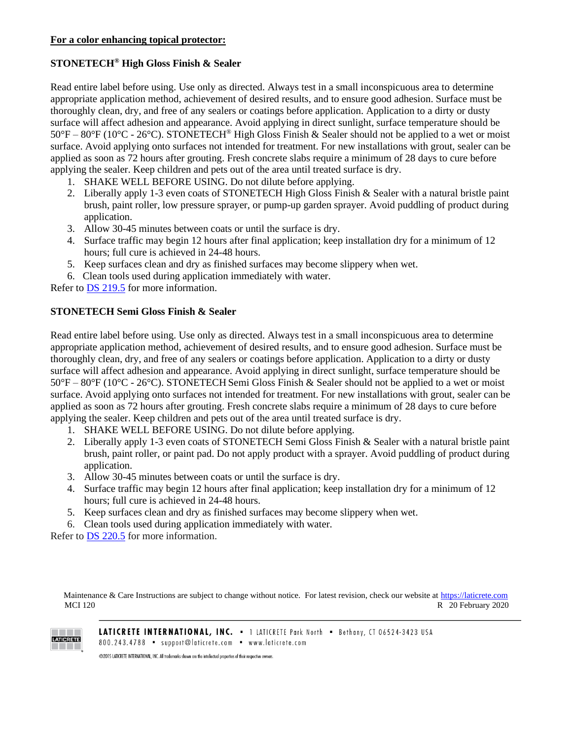**For a color enhancing topical protector:**

### STONETECH® High Gloss Finish & Sealer

Read entire label before using. Use only as directed. Always test in a small inconspicuous area to determine appropriate application method, achievement of desired results, and to ensure good adhesion. Surface must be thoroughly clean, dry, and free of any sealers or coatings before application. Application to a dirty or dusty surface will affect adhesion and appearance. Avoid applying in direct sunlight, surface temperature should be 50°F – 80°F (10°C - 26°C). STONETECH® High Gloss Finish & Sealer should not be applied to a wet or moist surface. Avoid applying onto surfaces not intended for treatment. For new installations with grout, sealer can be applied as soon as 72 hours after grouting. Fresh concrete slabs require a minimum of 28 days to cure before applying the sealer. Keep children and pets out of the area until treated surface is dry.

1. SHAKE WELL BEFORE USING. Do not dilute before applying.
2. Liberally apply 1-3 even coats of STONETECH High Gloss Finish & Sealer with a natural bristle paint brush, paint roller, low pressure sprayer, or pump-up garden sprayer. Avoid puddling of product during application.
3. Allow 30-45 minutes between coats or until the surface is dry.
4. Surface traffic may begin 12 hours after final application; keep installation dry for a minimum of 12 hours; full cure is achieved in 24-48 hours.
5. Keep surfaces clean and dry as finished surfaces may become slippery when wet.
6. Clean tools used during application immediately with water.

Refer to DS 219.5 for more information.

### STONETECH Semi Gloss Finish & Sealer

Read entire label before using. Use only as directed. Always test in a small inconspicuous area to determine appropriate application method, achievement of desired results, and to ensure good adhesion. Surface must be thoroughly clean, dry, and free of any sealers or coatings before application. Application to a dirty or dusty surface will affect adhesion and appearance. Avoid applying in direct sunlight, surface temperature should be 50°F – 80°F (10°C - 26°C). STONETECH Semi Gloss Finish & Sealer should not be applied to a wet or moist surface. Avoid applying onto surfaces not intended for treatment. For new installations with grout, sealer can be applied as soon as 72 hours after grouting. Fresh concrete slabs require a minimum of 28 days to cure before applying the sealer. Keep children and pets out of the area until treated surface is dry.

1. SHAKE WELL BEFORE USING. Do not dilute before applying.
2. Liberally apply 1-3 even coats of STONETECH Semi Gloss Finish & Sealer with a natural bristle paint brush, paint roller, or paint pad. Do not apply product with a sprayer. Avoid puddling of product during application.
3. Allow 30-45 minutes between coats or until the surface is dry.
4. Surface traffic may begin 12 hours after final application; keep installation dry for a minimum of 12 hours; full cure is achieved in 24-48 hours.
5. Keep surfaces clean and dry as finished surfaces may become slippery when wet.
6. Clean tools used during application immediately with water.

Refer to DS 220.5 for more information.

Maintenance & Care Instructions are subject to change without notice. For latest revision, check our website at https://laticrete.com

MCI 120 R 20 February 2020

**LATICRETE INTERNATIONAL, INC.** ▪ 1 LATICRETE Park North ▪ Bethany, CT 06524-3423 USA
800.243.4788 ▪ support@laticrete.com ▪ www.laticrete.com

©2015 LATICRETE INTERNATIONAL, INC. All trademarks shown are the intellectual properties of their respective owners.